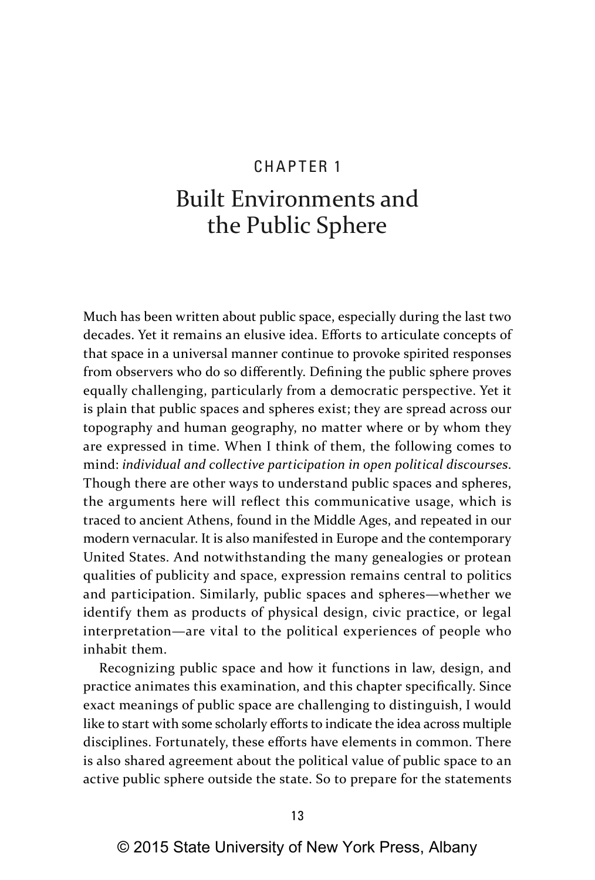# CHAPTER 1

# Built Environments and the Public Sphere

Much has been written about public space, especially during the last two decades. Yet it remains an elusive idea. Efforts to articulate concepts of that space in a universal manner continue to provoke spirited responses from observers who do so differently. Defining the public sphere proves equally challenging, particularly from a democratic perspective. Yet it is plain that public spaces and spheres exist; they are spread across our topography and human geography, no matter where or by whom they are expressed in time. When I think of them, the following comes to mind: *individual and collective participation in open political discourses*. Though there are other ways to understand public spaces and spheres, the arguments here will reflect this communicative usage, which is traced to ancient Athens, found in the Middle Ages, and repeated in our modern vernacular. It is also manifested in Europe and the contemporary United States. And notwithstanding the many genealogies or protean qualities of publicity and space, expression remains central to politics and participation. Similarly, public spaces and spheres—whether we identify them as products of physical design, civic practice, or legal interpretation—are vital to the political experiences of people who inhabit them.

Recognizing public space and how it functions in law, design, and practice animates this examination, and this chapter specifically. Since exact meanings of public space are challenging to distinguish, I would like to start with some scholarly efforts to indicate the idea across multiple disciplines. Fortunately, these efforts have elements in common. There is also shared agreement about the political value of public space to an active public sphere outside the state. So to prepare for the statements

© 2015 State University of New York Press, Albany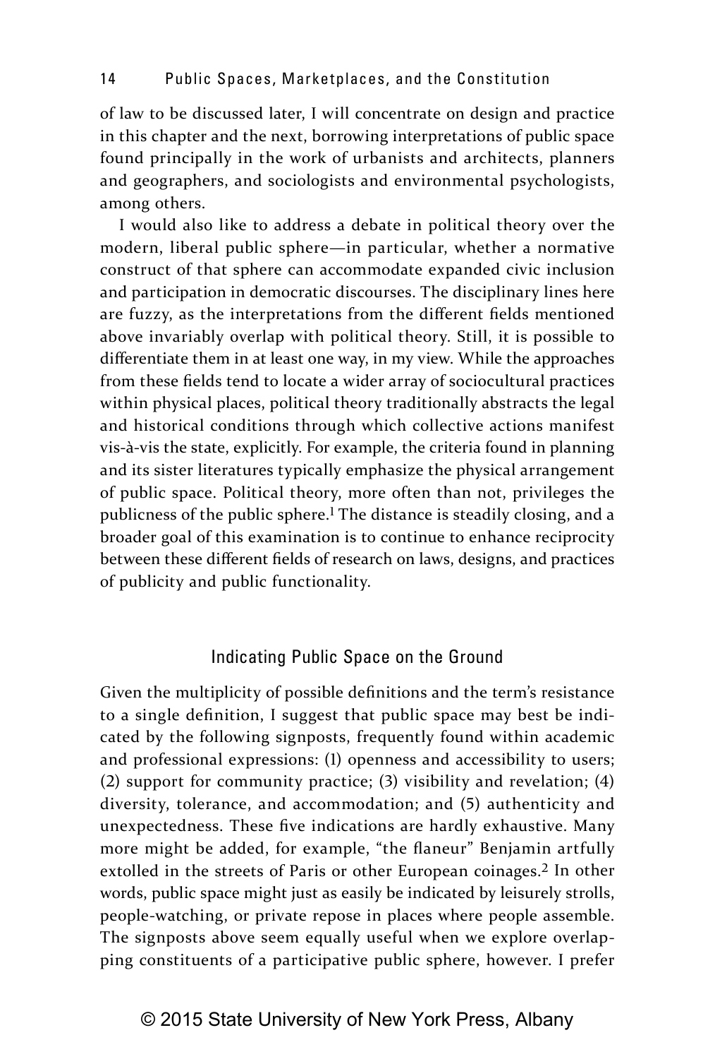of law to be discussed later, I will concentrate on design and practice in this chapter and the next, borrowing interpretations of public space found principally in the work of urbanists and architects, planners and geographers, and sociologists and environmental psychologists, among others.

I would also like to address a debate in political theory over the modern, liberal public sphere—in particular, whether a normative construct of that sphere can accommodate expanded civic inclusion and participation in democratic discourses. The disciplinary lines here are fuzzy, as the interpretations from the different fields mentioned above invariably overlap with political theory. Still, it is possible to differentiate them in at least one way, in my view. While the approaches from these fields tend to locate a wider array of sociocultural practices within physical places, political theory traditionally abstracts the legal and historical conditions through which collective actions manifest vis-à-vis the state, explicitly. For example, the criteria found in planning and its sister literatures typically emphasize the physical arrangement of public space. Political theory, more often than not, privileges the publicness of the public sphere.[1] The distance is steadily closing, and a broader goal of this examination is to continue to enhance reciprocity between these different fields of research on laws, designs, and practices of publicity and public functionality.

## Indicating Public Space on the Ground

Given the multiplicity of possible definitions and the term's resistance to a single definition, I suggest that public space may best be indicated by the following signposts, frequently found within academic and professional expressions: (1) openness and accessibility to users; (2) support for community practice; (3) visibility and revelation; (4) diversity, tolerance, and accommodation; and (5) authenticity and unexpectedness. These five indications are hardly exhaustive. Many more might be added, for example, "the flaneur" Benjamin artfully extolled in the streets of Paris or other European coinages.[2] In other words, public space might just as easily be indicated by leisurely strolls, people-watching, or private repose in places where people assemble. The signposts above seem equally useful when we explore overlapping constituents of a participative public sphere, however. I prefer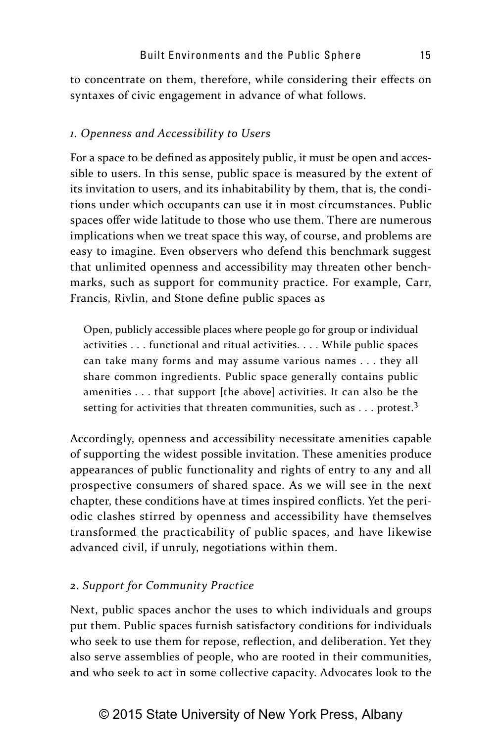to concentrate on them, therefore, while considering their effects on syntaxes of civic engagement in advance of what follows.

### *1. Openness and Accessibility to Users*

For a space to be defined as appositely public, it must be open and accessible to users. In this sense, public space is measured by the extent of its invitation to users, and its inhabitability by them, that is, the conditions under which occupants can use it in most circumstances. Public spaces offer wide latitude to those who use them. There are numerous implications when we treat space this way, of course, and problems are easy to imagine. Even observers who defend this benchmark suggest that unlimited openness and accessibility may threaten other benchmarks, such as support for community practice. For example, Carr, Francis, Rivlin, and Stone define public spaces as

> Open, publicly accessible places where people go for group or individual activities . . . functional and ritual activities. . . . While public spaces can take many forms and may assume various names . . . they all share common ingredients. Public space generally contains public amenities . . . that support [the above] activities. It can also be the setting for activities that threaten communities, such as . . . protest.[3]

Accordingly, openness and accessibility necessitate amenities capable of supporting the widest possible invitation. These amenities produce appearances of public functionality and rights of entry to any and all prospective consumers of shared space. As we will see in the next chapter, these conditions have at times inspired conflicts. Yet the periodic clashes stirred by openness and accessibility have themselves transformed the practicability of public spaces, and have likewise advanced civil, if unruly, negotiations within them.

### *2. Support for Community Practice*

Next, public spaces anchor the uses to which individuals and groups put them. Public spaces furnish satisfactory conditions for individuals who seek to use them for repose, reflection, and deliberation. Yet they also serve assemblies of people, who are rooted in their communities, and who seek to act in some collective capacity. Advocates look to the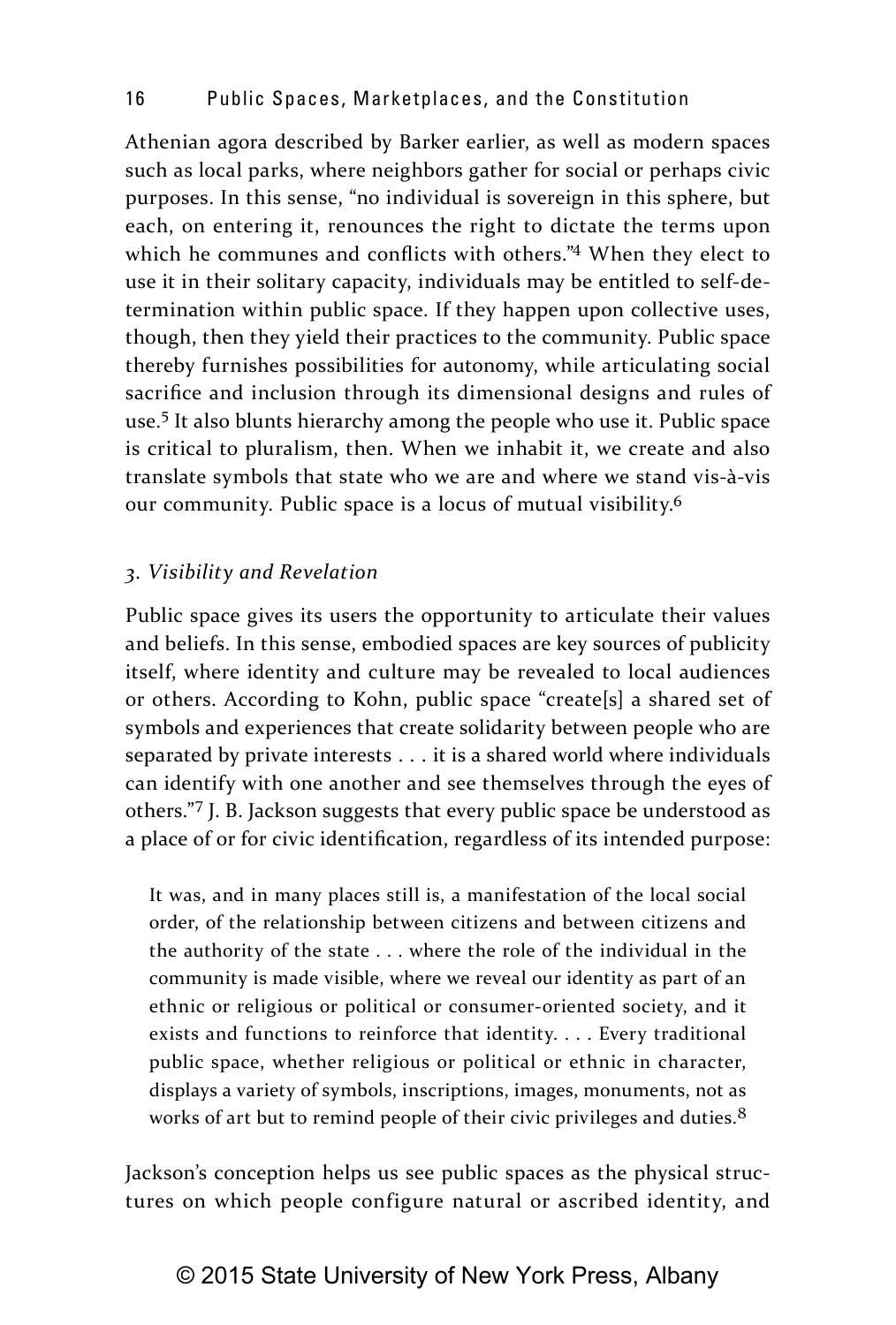Athenian agora described by Barker earlier, as well as modern spaces such as local parks, where neighbors gather for social or perhaps civic purposes. In this sense, "no individual is sovereign in this sphere, but each, on entering it, renounces the right to dictate the terms upon which he communes and conflicts with others."[4] When they elect to use it in their solitary capacity, individuals may be entitled to self-determination within public space. If they happen upon collective uses, though, then they yield their practices to the community. Public space thereby furnishes possibilities for autonomy, while articulating social sacrifice and inclusion through its dimensional designs and rules of use.[5] It also blunts hierarchy among the people who use it. Public space is critical to pluralism, then. When we inhabit it, we create and also translate symbols that state who we are and where we stand vis-à-vis our community. Public space is a locus of mutual visibility.[6]

### *3. Visibility and Revelation*

Public space gives its users the opportunity to articulate their values and beliefs. In this sense, embodied spaces are key sources of publicity itself, where identity and culture may be revealed to local audiences or others. According to Kohn, public space "create[s] a shared set of symbols and experiences that create solidarity between people who are separated by private interests . . . it is a shared world where individuals can identify with one another and see themselves through the eyes of others."[7] J. B. Jackson suggests that every public space be understood as a place of or for civic identification, regardless of its intended purpose:

> It was, and in many places still is, a manifestation of the local social order, of the relationship between citizens and between citizens and the authority of the state . . . where the role of the individual in the community is made visible, where we reveal our identity as part of an ethnic or religious or political or consumer-oriented society, and it exists and functions to reinforce that identity. . . . Every traditional public space, whether religious or political or ethnic in character, displays a variety of symbols, inscriptions, images, monuments, not as works of art but to remind people of their civic privileges and duties.[8]

Jackson's conception helps us see public spaces as the physical structures on which people configure natural or ascribed identity, and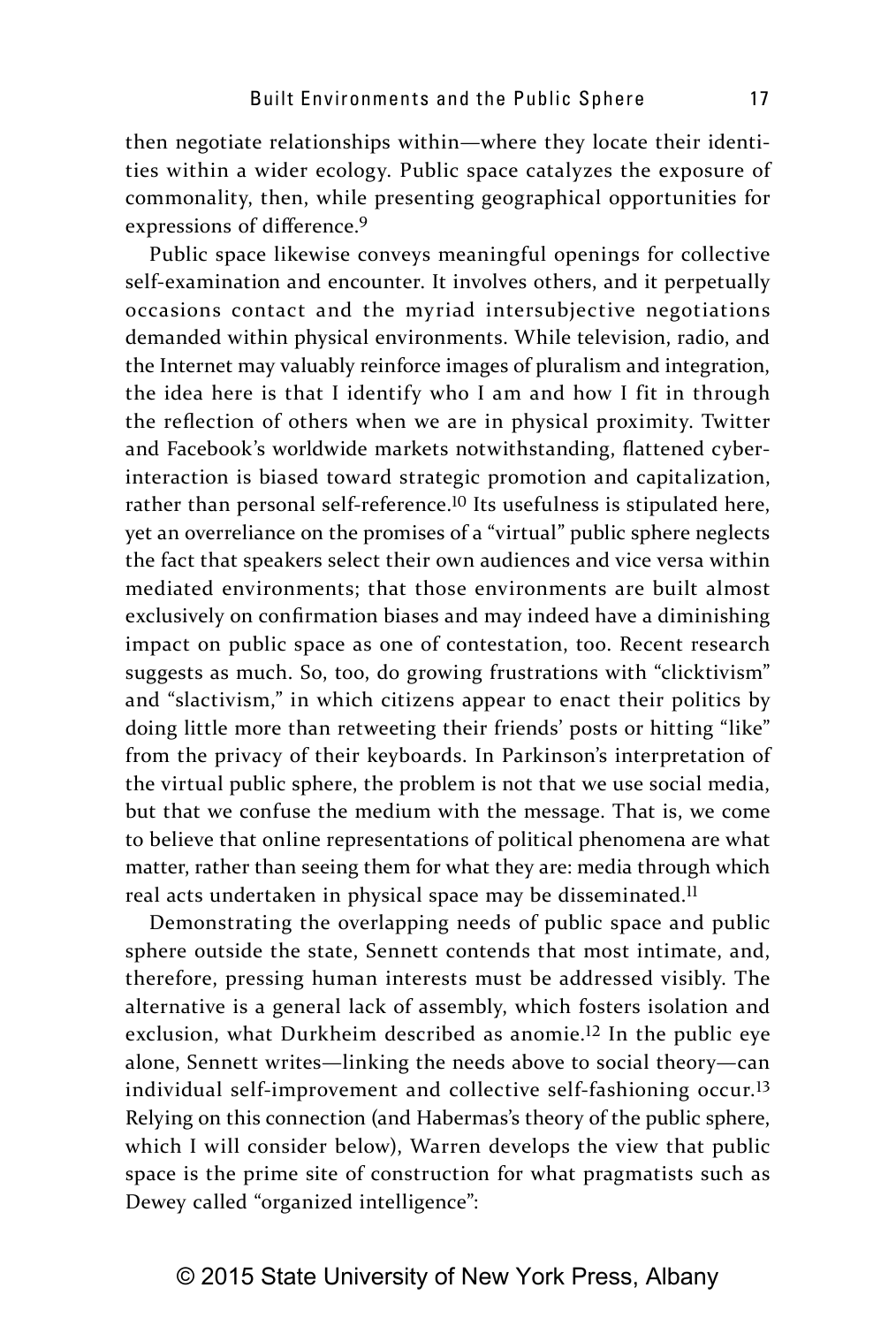then negotiate relationships within—where they locate their identities within a wider ecology. Public space catalyzes the exposure of commonality, then, while presenting geographical opportunities for expressions of difference.[9]

Public space likewise conveys meaningful openings for collective self-examination and encounter. It involves others, and it perpetually occasions contact and the myriad intersubjective negotiations demanded within physical environments. While television, radio, and the Internet may valuably reinforce images of pluralism and integration, the idea here is that I identify who I am and how I fit in through the reflection of others when we are in physical proximity. Twitter and Facebook's worldwide markets notwithstanding, flattened cyber-interaction is biased toward strategic promotion and capitalization, rather than personal self-reference.[10] Its usefulness is stipulated here, yet an overreliance on the promises of a "virtual" public sphere neglects the fact that speakers select their own audiences and vice versa within mediated environments; that those environments are built almost exclusively on confirmation biases and may indeed have a diminishing impact on public space as one of contestation, too. Recent research suggests as much. So, too, do growing frustrations with "clicktivism" and "slactivism," in which citizens appear to enact their politics by doing little more than retweeting their friends' posts or hitting "like" from the privacy of their keyboards. In Parkinson's interpretation of the virtual public sphere, the problem is not that we use social media, but that we confuse the medium with the message. That is, we come to believe that online representations of political phenomena are what matter, rather than seeing them for what they are: media through which real acts undertaken in physical space may be disseminated.[11]

Demonstrating the overlapping needs of public space and public sphere outside the state, Sennett contends that most intimate, and, therefore, pressing human interests must be addressed visibly. The alternative is a general lack of assembly, which fosters isolation and exclusion, what Durkheim described as anomie.[12] In the public eye alone, Sennett writes—linking the needs above to social theory—can individual self-improvement and collective self-fashioning occur.[13] Relying on this connection (and Habermas's theory of the public sphere, which I will consider below), Warren develops the view that public space is the prime site of construction for what pragmatists such as Dewey called "organized intelligence":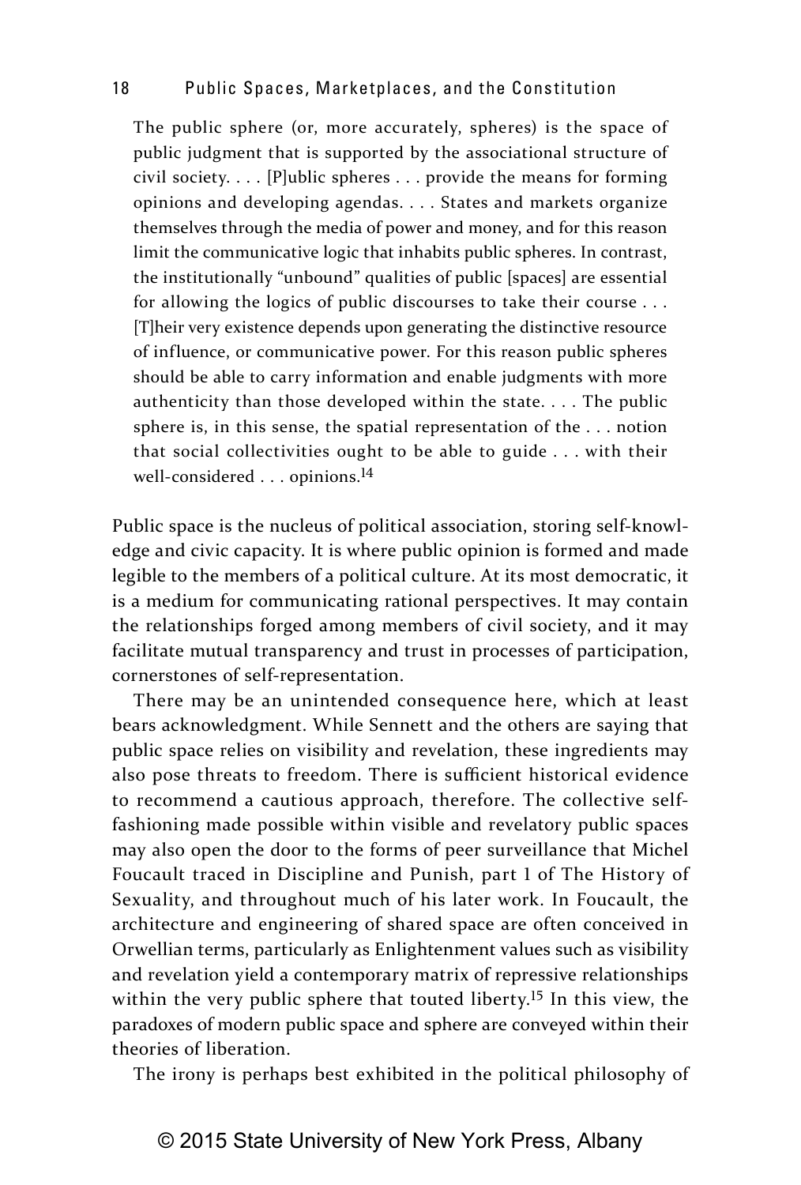> The public sphere (or, more accurately, spheres) is the space of public judgment that is supported by the associational structure of civil society. . . . [P]ublic spheres . . . provide the means for forming opinions and developing agendas. . . . States and markets organize themselves through the media of power and money, and for this reason limit the communicative logic that inhabits public spheres. In contrast, the institutionally "unbound" qualities of public [spaces] are essential for allowing the logics of public discourses to take their course . . . [T]heir very existence depends upon generating the distinctive resource of influence, or communicative power. For this reason public spheres should be able to carry information and enable judgments with more authenticity than those developed within the state. . . . The public sphere is, in this sense, the spatial representation of the . . . notion that social collectivities ought to be able to guide . . . with their well-considered . . . opinions.[14]

Public space is the nucleus of political association, storing self-knowledge and civic capacity. It is where public opinion is formed and made legible to the members of a political culture. At its most democratic, it is a medium for communicating rational perspectives. It may contain the relationships forged among members of civil society, and it may facilitate mutual transparency and trust in processes of participation, cornerstones of self-representation.

There may be an unintended consequence here, which at least bears acknowledgment. While Sennett and the others are saying that public space relies on visibility and revelation, these ingredients may also pose threats to freedom. There is sufficient historical evidence to recommend a cautious approach, therefore. The collective self-fashioning made possible within visible and revelatory public spaces may also open the door to the forms of peer surveillance that Michel Foucault traced in Discipline and Punish, part 1 of The History of Sexuality, and throughout much of his later work. In Foucault, the architecture and engineering of shared space are often conceived in Orwellian terms, particularly as Enlightenment values such as visibility and revelation yield a contemporary matrix of repressive relationships within the very public sphere that touted liberty.[15] In this view, the paradoxes of modern public space and sphere are conveyed within their theories of liberation.

The irony is perhaps best exhibited in the political philosophy of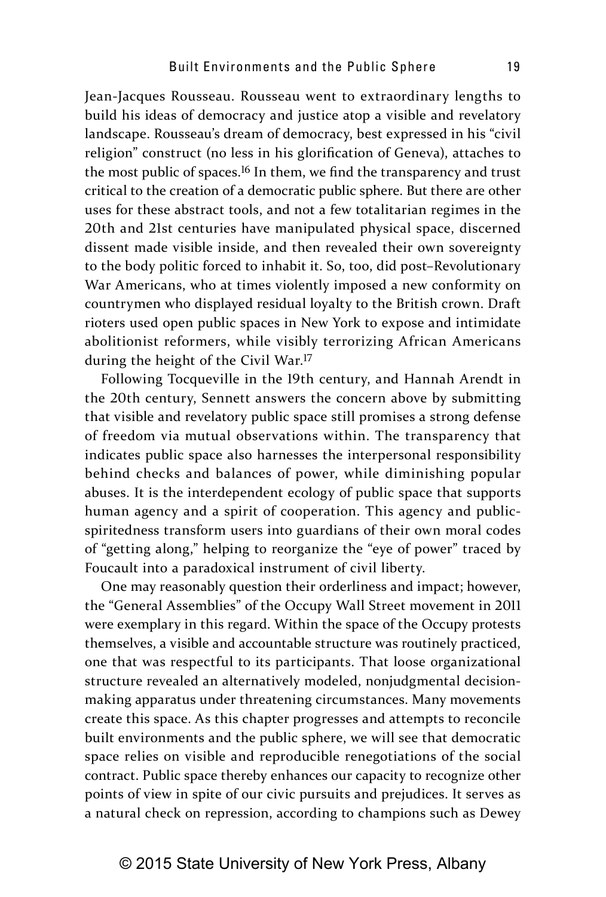Jean-Jacques Rousseau. Rousseau went to extraordinary lengths to build his ideas of democracy and justice atop a visible and revelatory landscape. Rousseau's dream of democracy, best expressed in his "civil religion" construct (no less in his glorification of Geneva), attaches to the most public of spaces.[16] In them, we find the transparency and trust critical to the creation of a democratic public sphere. But there are other uses for these abstract tools, and not a few totalitarian regimes in the 20th and 21st centuries have manipulated physical space, discerned dissent made visible inside, and then revealed their own sovereignty to the body politic forced to inhabit it. So, too, did post–Revolutionary War Americans, who at times violently imposed a new conformity on countrymen who displayed residual loyalty to the British crown. Draft rioters used open public spaces in New York to expose and intimidate abolitionist reformers, while visibly terrorizing African Americans during the height of the Civil War.[17]

Following Tocqueville in the 19th century, and Hannah Arendt in the 20th century, Sennett answers the concern above by submitting that visible and revelatory public space still promises a strong defense of freedom via mutual observations within. The transparency that indicates public space also harnesses the interpersonal responsibility behind checks and balances of power, while diminishing popular abuses. It is the interdependent ecology of public space that supports human agency and a spirit of cooperation. This agency and public-spiritedness transform users into guardians of their own moral codes of "getting along," helping to reorganize the "eye of power" traced by Foucault into a paradoxical instrument of civil liberty.

One may reasonably question their orderliness and impact; however, the "General Assemblies" of the Occupy Wall Street movement in 2011 were exemplary in this regard. Within the space of the Occupy protests themselves, a visible and accountable structure was routinely practiced, one that was respectful to its participants. That loose organizational structure revealed an alternatively modeled, nonjudgmental decision-making apparatus under threatening circumstances. Many movements create this space. As this chapter progresses and attempts to reconcile built environments and the public sphere, we will see that democratic space relies on visible and reproducible renegotiations of the social contract. Public space thereby enhances our capacity to recognize other points of view in spite of our civic pursuits and prejudices. It serves as a natural check on repression, according to champions such as Dewey

© 2015 State University of New York Press, Albany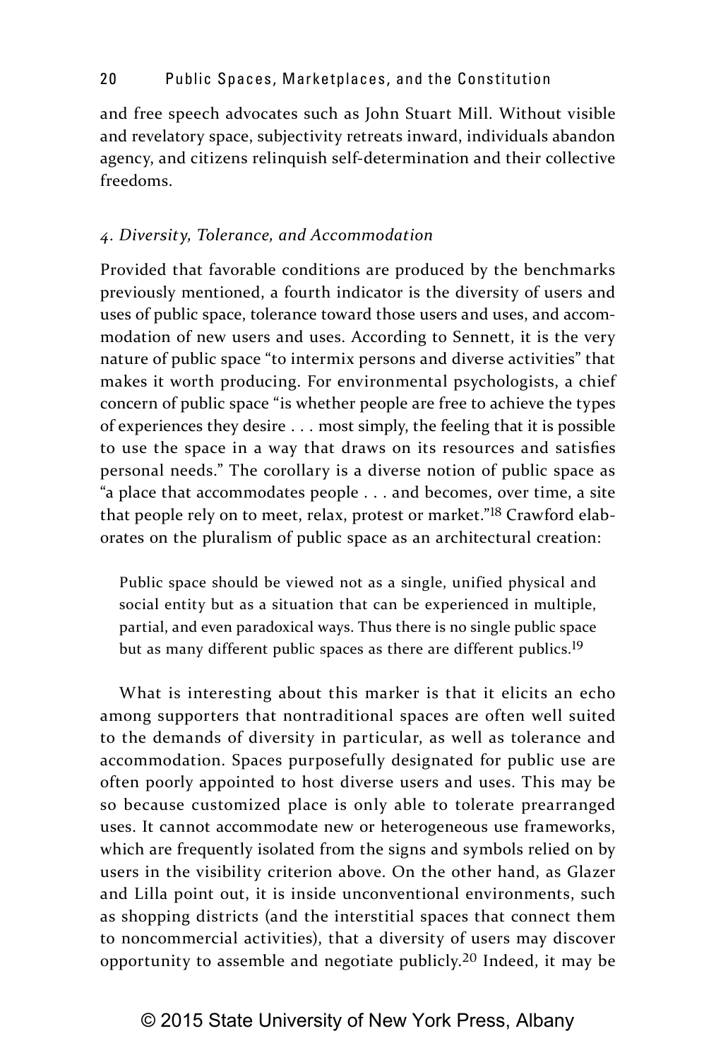and free speech advocates such as John Stuart Mill. Without visible and revelatory space, subjectivity retreats inward, individuals abandon agency, and citizens relinquish self-determination and their collective freedoms.

### *4. Diversity, Tolerance, and Accommodation*

Provided that favorable conditions are produced by the benchmarks previously mentioned, a fourth indicator is the diversity of users and uses of public space, tolerance toward those users and uses, and accommodation of new users and uses. According to Sennett, it is the very nature of public space "to intermix persons and diverse activities" that makes it worth producing. For environmental psychologists, a chief concern of public space "is whether people are free to achieve the types of experiences they desire . . . most simply, the feeling that it is possible to use the space in a way that draws on its resources and satisfies personal needs." The corollary is a diverse notion of public space as "a place that accommodates people . . . and becomes, over time, a site that people rely on to meet, relax, protest or market."[18] Crawford elaborates on the pluralism of public space as an architectural creation:

> Public space should be viewed not as a single, unified physical and social entity but as a situation that can be experienced in multiple, partial, and even paradoxical ways. Thus there is no single public space but as many different public spaces as there are different publics.[19]

What is interesting about this marker is that it elicits an echo among supporters that nontraditional spaces are often well suited to the demands of diversity in particular, as well as tolerance and accommodation. Spaces purposefully designated for public use are often poorly appointed to host diverse users and uses. This may be so because customized place is only able to tolerate prearranged uses. It cannot accommodate new or heterogeneous use frameworks, which are frequently isolated from the signs and symbols relied on by users in the visibility criterion above. On the other hand, as Glazer and Lilla point out, it is inside unconventional environments, such as shopping districts (and the interstitial spaces that connect them to noncommercial activities), that a diversity of users may discover opportunity to assemble and negotiate publicly.[20] Indeed, it may be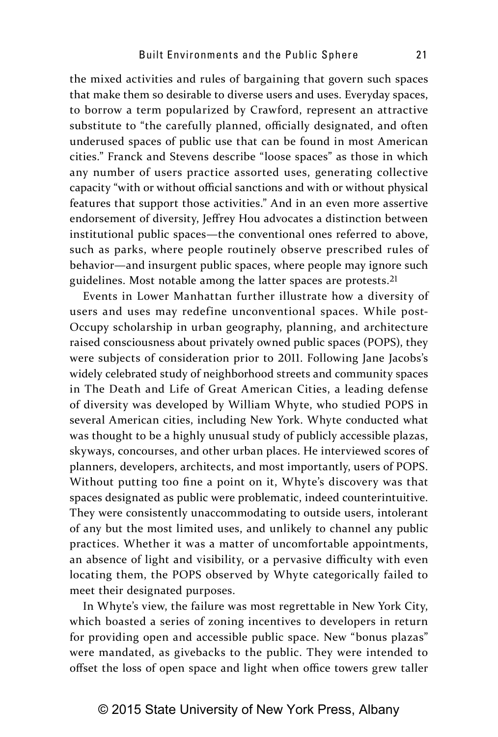the mixed activities and rules of bargaining that govern such spaces that make them so desirable to diverse users and uses. Everyday spaces, to borrow a term popularized by Crawford, represent an attractive substitute to "the carefully planned, officially designated, and often underused spaces of public use that can be found in most American cities." Franck and Stevens describe "loose spaces" as those in which any number of users practice assorted uses, generating collective capacity "with or without official sanctions and with or without physical features that support those activities." And in an even more assertive endorsement of diversity, Jeffrey Hou advocates a distinction between institutional public spaces—the conventional ones referred to above, such as parks, where people routinely observe prescribed rules of behavior—and insurgent public spaces, where people may ignore such guidelines. Most notable among the latter spaces are protests.[21]

Events in Lower Manhattan further illustrate how a diversity of users and uses may redefine unconventional spaces. While post-Occupy scholarship in urban geography, planning, and architecture raised consciousness about privately owned public spaces (POPS), they were subjects of consideration prior to 2011. Following Jane Jacobs's widely celebrated study of neighborhood streets and community spaces in The Death and Life of Great American Cities, a leading defense of diversity was developed by William Whyte, who studied POPS in several American cities, including New York. Whyte conducted what was thought to be a highly unusual study of publicly accessible plazas, skyways, concourses, and other urban places. He interviewed scores of planners, developers, architects, and most importantly, users of POPS. Without putting too fine a point on it, Whyte's discovery was that spaces designated as public were problematic, indeed counterintuitive. They were consistently unaccommodating to outside users, intolerant of any but the most limited uses, and unlikely to channel any public practices. Whether it was a matter of uncomfortable appointments, an absence of light and visibility, or a pervasive difficulty with even locating them, the POPS observed by Whyte categorically failed to meet their designated purposes.

In Whyte's view, the failure was most regrettable in New York City, which boasted a series of zoning incentives to developers in return for providing open and accessible public space. New "bonus plazas" were mandated, as givebacks to the public. They were intended to offset the loss of open space and light when office towers grew taller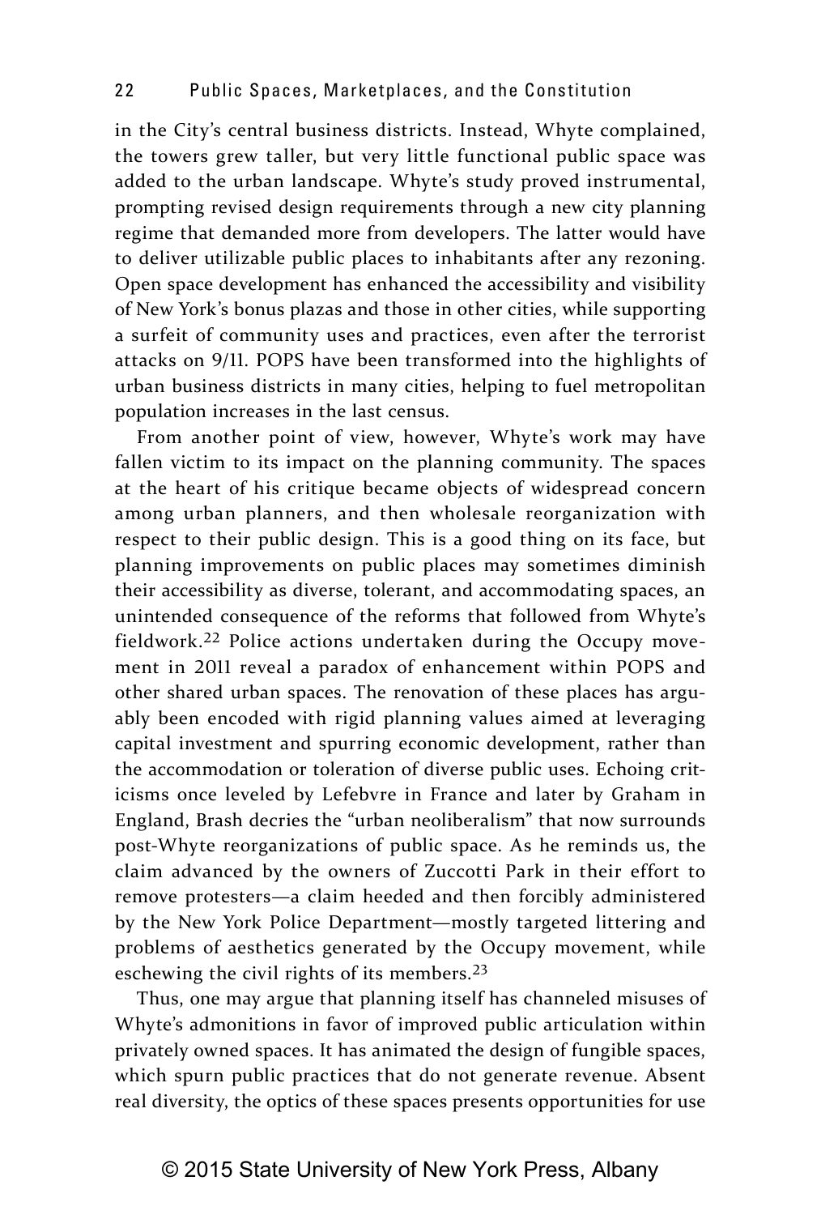in the City's central business districts. Instead, Whyte complained, the towers grew taller, but very little functional public space was added to the urban landscape. Whyte's study proved instrumental, prompting revised design requirements through a new city planning regime that demanded more from developers. The latter would have to deliver utilizable public places to inhabitants after any rezoning. Open space development has enhanced the accessibility and visibility of New York's bonus plazas and those in other cities, while supporting a surfeit of community uses and practices, even after the terrorist attacks on 9/11. POPS have been transformed into the highlights of urban business districts in many cities, helping to fuel metropolitan population increases in the last census.

From another point of view, however, Whyte's work may have fallen victim to its impact on the planning community. The spaces at the heart of his critique became objects of widespread concern among urban planners, and then wholesale reorganization with respect to their public design. This is a good thing on its face, but planning improvements on public places may sometimes diminish their accessibility as diverse, tolerant, and accommodating spaces, an unintended consequence of the reforms that followed from Whyte's fieldwork.[22] Police actions undertaken during the Occupy movement in 2011 reveal a paradox of enhancement within POPS and other shared urban spaces. The renovation of these places has arguably been encoded with rigid planning values aimed at leveraging capital investment and spurring economic development, rather than the accommodation or toleration of diverse public uses. Echoing criticisms once leveled by Lefebvre in France and later by Graham in England, Brash decries the "urban neoliberalism" that now surrounds post-Whyte reorganizations of public space. As he reminds us, the claim advanced by the owners of Zuccotti Park in their effort to remove protesters—a claim heeded and then forcibly administered by the New York Police Department—mostly targeted littering and problems of aesthetics generated by the Occupy movement, while eschewing the civil rights of its members.[23]

Thus, one may argue that planning itself has channeled misuses of Whyte's admonitions in favor of improved public articulation within privately owned spaces. It has animated the design of fungible spaces, which spurn public practices that do not generate revenue. Absent real diversity, the optics of these spaces presents opportunities for use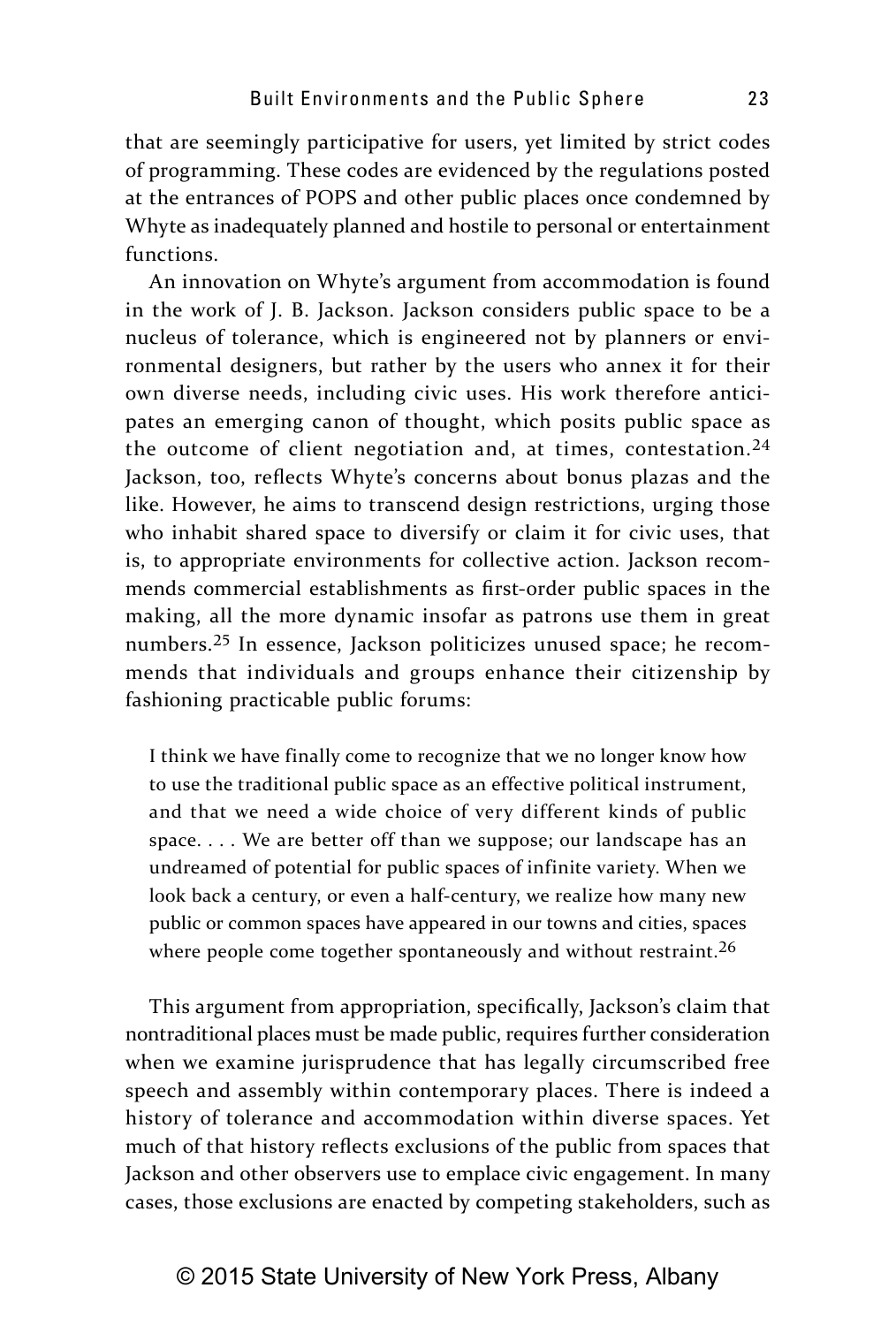that are seemingly participative for users, yet limited by strict codes of programming. These codes are evidenced by the regulations posted at the entrances of POPS and other public places once condemned by Whyte as inadequately planned and hostile to personal or entertainment functions.

An innovation on Whyte's argument from accommodation is found in the work of J. B. Jackson. Jackson considers public space to be a nucleus of tolerance, which is engineered not by planners or environmental designers, but rather by the users who annex it for their own diverse needs, including civic uses. His work therefore anticipates an emerging canon of thought, which posits public space as the outcome of client negotiation and, at times, contestation.[24] Jackson, too, reflects Whyte's concerns about bonus plazas and the like. However, he aims to transcend design restrictions, urging those who inhabit shared space to diversify or claim it for civic uses, that is, to appropriate environments for collective action. Jackson recommends commercial establishments as first-order public spaces in the making, all the more dynamic insofar as patrons use them in great numbers.[25] In essence, Jackson politicizes unused space; he recommends that individuals and groups enhance their citizenship by fashioning practicable public forums:

> I think we have finally come to recognize that we no longer know how to use the traditional public space as an effective political instrument, and that we need a wide choice of very different kinds of public space. . . . We are better off than we suppose; our landscape has an undreamed of potential for public spaces of infinite variety. When we look back a century, or even a half-century, we realize how many new public or common spaces have appeared in our towns and cities, spaces where people come together spontaneously and without restraint.[26]

This argument from appropriation, specifically, Jackson's claim that nontraditional places must be made public, requires further consideration when we examine jurisprudence that has legally circumscribed free speech and assembly within contemporary places. There is indeed a history of tolerance and accommodation within diverse spaces. Yet much of that history reflects exclusions of the public from spaces that Jackson and other observers use to emplace civic engagement. In many cases, those exclusions are enacted by competing stakeholders, such as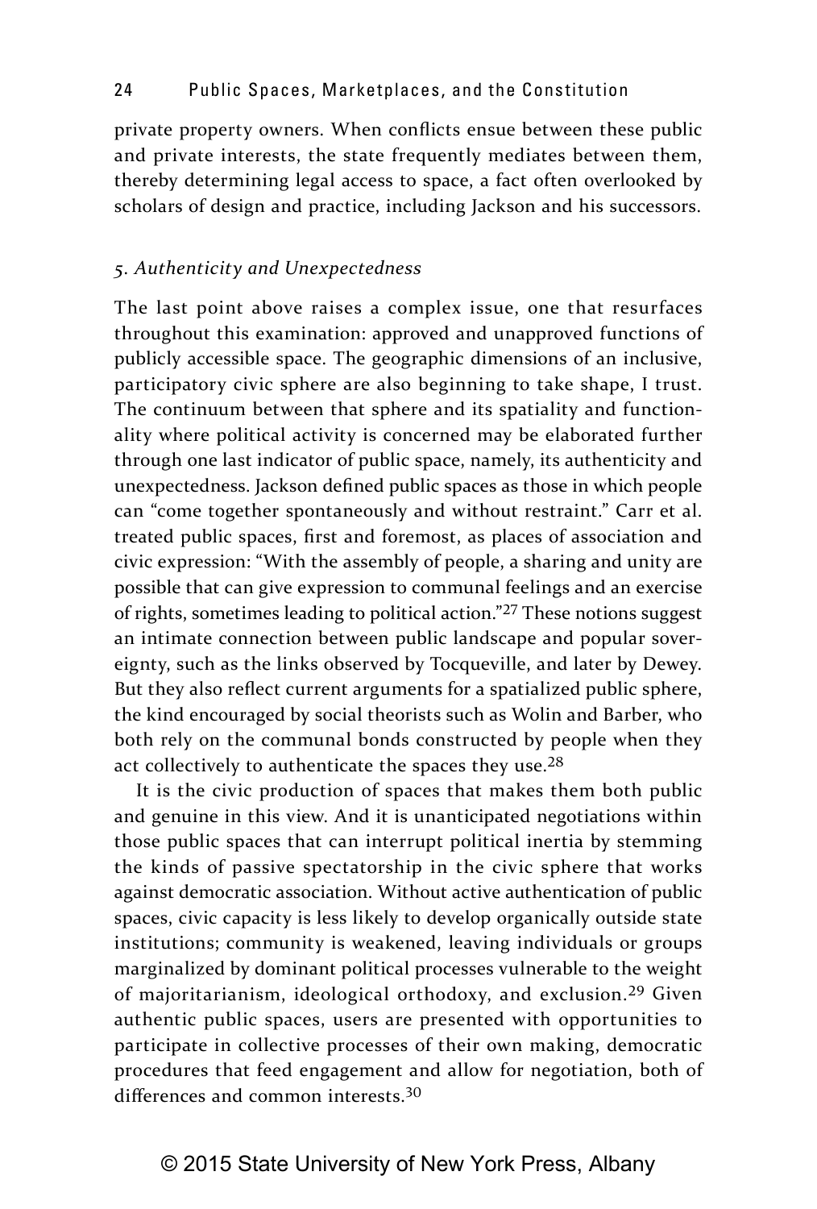private property owners. When conflicts ensue between these public and private interests, the state frequently mediates between them, thereby determining legal access to space, a fact often overlooked by scholars of design and practice, including Jackson and his successors.

### *5. Authenticity and Unexpectedness*

The last point above raises a complex issue, one that resurfaces throughout this examination: approved and unapproved functions of publicly accessible space. The geographic dimensions of an inclusive, participatory civic sphere are also beginning to take shape, I trust. The continuum between that sphere and its spatiality and functionality where political activity is concerned may be elaborated further through one last indicator of public space, namely, its authenticity and unexpectedness. Jackson defined public spaces as those in which people can "come together spontaneously and without restraint." Carr et al. treated public spaces, first and foremost, as places of association and civic expression: "With the assembly of people, a sharing and unity are possible that can give expression to communal feelings and an exercise of rights, sometimes leading to political action."[27] These notions suggest an intimate connection between public landscape and popular sovereignty, such as the links observed by Tocqueville, and later by Dewey. But they also reflect current arguments for a spatialized public sphere, the kind encouraged by social theorists such as Wolin and Barber, who both rely on the communal bonds constructed by people when they act collectively to authenticate the spaces they use.[28]

It is the civic production of spaces that makes them both public and genuine in this view. And it is unanticipated negotiations within those public spaces that can interrupt political inertia by stemming the kinds of passive spectatorship in the civic sphere that works against democratic association. Without active authentication of public spaces, civic capacity is less likely to develop organically outside state institutions; community is weakened, leaving individuals or groups marginalized by dominant political processes vulnerable to the weight of majoritarianism, ideological orthodoxy, and exclusion.[29] Given authentic public spaces, users are presented with opportunities to participate in collective processes of their own making, democratic procedures that feed engagement and allow for negotiation, both of differences and common interests.[30]

© 2015 State University of New York Press, Albany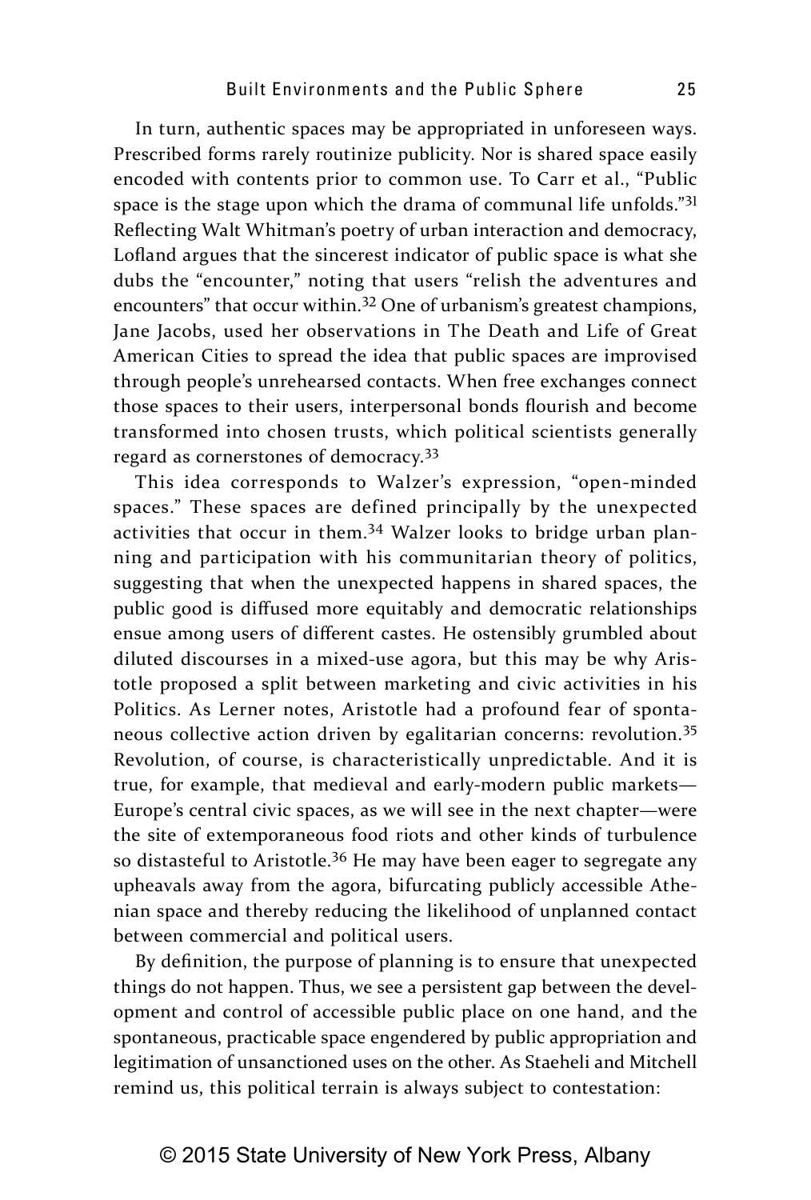In turn, authentic spaces may be appropriated in unforeseen ways. Prescribed forms rarely routinize publicity. Nor is shared space easily encoded with contents prior to common use. To Carr et al., "Public space is the stage upon which the drama of communal life unfolds."[31] Reflecting Walt Whitman's poetry of urban interaction and democracy, Lofland argues that the sincerest indicator of public space is what she dubs the "encounter," noting that users "relish the adventures and encounters" that occur within.[32] One of urbanism's greatest champions, Jane Jacobs, used her observations in The Death and Life of Great American Cities to spread the idea that public spaces are improvised through people's unrehearsed contacts. When free exchanges connect those spaces to their users, interpersonal bonds flourish and become transformed into chosen trusts, which political scientists generally regard as cornerstones of democracy.[33]

This idea corresponds to Walzer's expression, "open-minded spaces." These spaces are defined principally by the unexpected activities that occur in them.[34] Walzer looks to bridge urban planning and participation with his communitarian theory of politics, suggesting that when the unexpected happens in shared spaces, the public good is diffused more equitably and democratic relationships ensue among users of different castes. He ostensibly grumbled about diluted discourses in a mixed-use agora, but this may be why Aristotle proposed a split between marketing and civic activities in his Politics. As Lerner notes, Aristotle had a profound fear of spontaneous collective action driven by egalitarian concerns: revolution.[35] Revolution, of course, is characteristically unpredictable. And it is true, for example, that medieval and early-modern public markets—Europe's central civic spaces, as we will see in the next chapter—were the site of extemporaneous food riots and other kinds of turbulence so distasteful to Aristotle.[36] He may have been eager to segregate any upheavals away from the agora, bifurcating publicly accessible Athenian space and thereby reducing the likelihood of unplanned contact between commercial and political users.

By definition, the purpose of planning is to ensure that unexpected things do not happen. Thus, we see a persistent gap between the development and control of accessible public place on one hand, and the spontaneous, practicable space engendered by public appropriation and legitimation of unsanctioned uses on the other. As Staeheli and Mitchell remind us, this political terrain is always subject to contestation: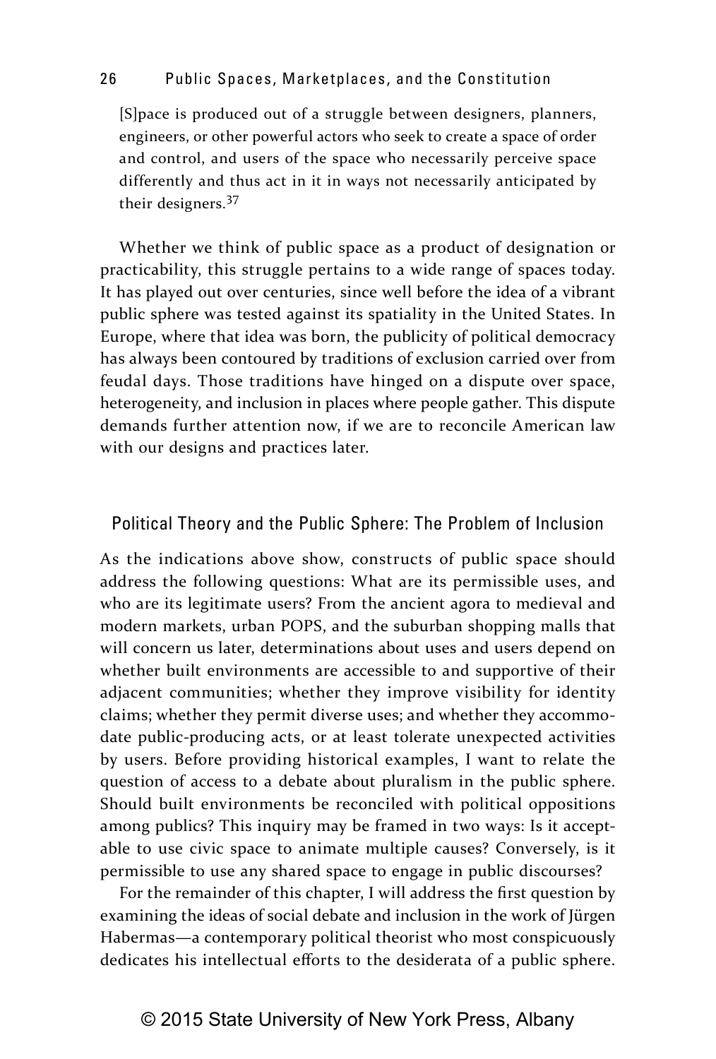> [S]pace is produced out of a struggle between designers, planners, engineers, or other powerful actors who seek to create a space of order and control, and users of the space who necessarily perceive space differently and thus act in it in ways not necessarily anticipated by their designers.[37]

Whether we think of public space as a product of designation or practicability, this struggle pertains to a wide range of spaces today. It has played out over centuries, since well before the idea of a vibrant public sphere was tested against its spatiality in the United States. In Europe, where that idea was born, the publicity of political democracy has always been contoured by traditions of exclusion carried over from feudal days. Those traditions have hinged on a dispute over space, heterogeneity, and inclusion in places where people gather. This dispute demands further attention now, if we are to reconcile American law with our designs and practices later.

## Political Theory and the Public Sphere: The Problem of Inclusion

As the indications above show, constructs of public space should address the following questions: What are its permissible uses, and who are its legitimate users? From the ancient agora to medieval and modern markets, urban POPS, and the suburban shopping malls that will concern us later, determinations about uses and users depend on whether built environments are accessible to and supportive of their adjacent communities; whether they improve visibility for identity claims; whether they permit diverse uses; and whether they accommodate public-producing acts, or at least tolerate unexpected activities by users. Before providing historical examples, I want to relate the question of access to a debate about pluralism in the public sphere. Should built environments be reconciled with political oppositions among publics? This inquiry may be framed in two ways: Is it acceptable to use civic space to animate multiple causes? Conversely, is it permissible to use any shared space to engage in public discourses?

For the remainder of this chapter, I will address the first question by examining the ideas of social debate and inclusion in the work of Jürgen Habermas—a contemporary political theorist who most conspicuously dedicates his intellectual efforts to the desiderata of a public sphere.

© 2015 State University of New York Press, Albany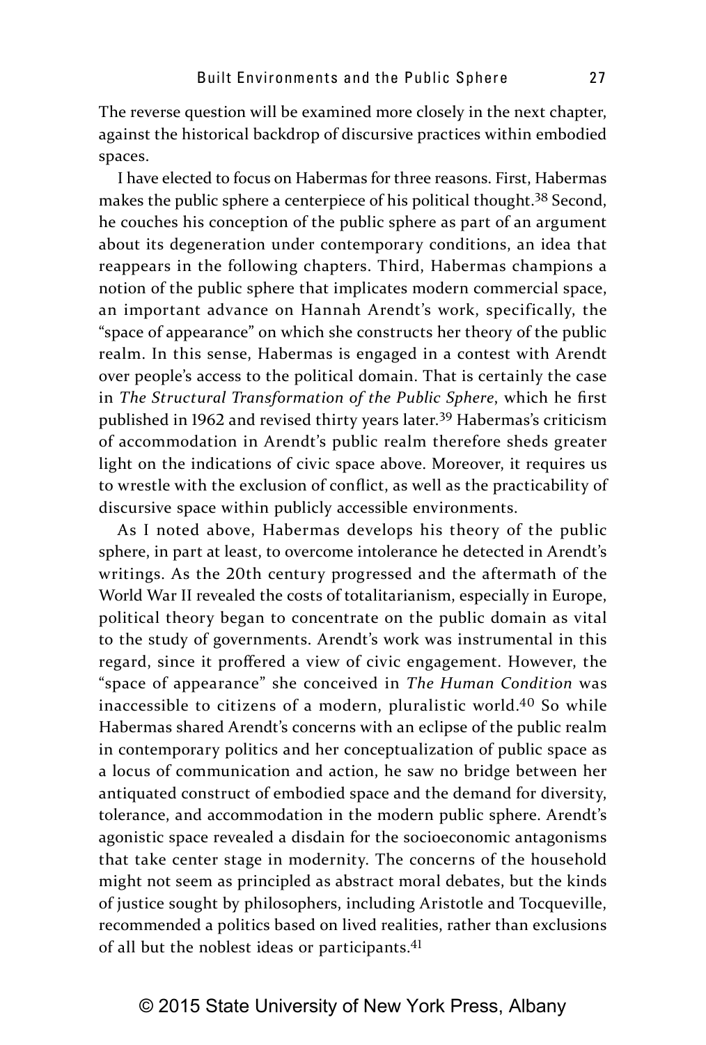The reverse question will be examined more closely in the next chapter, against the historical backdrop of discursive practices within embodied spaces.

I have elected to focus on Habermas for three reasons. First, Habermas makes the public sphere a centerpiece of his political thought.[38] Second, he couches his conception of the public sphere as part of an argument about its degeneration under contemporary conditions, an idea that reappears in the following chapters. Third, Habermas champions a notion of the public sphere that implicates modern commercial space, an important advance on Hannah Arendt's work, specifically, the "space of appearance" on which she constructs her theory of the public realm. In this sense, Habermas is engaged in a contest with Arendt over people's access to the political domain. That is certainly the case in *The Structural Transformation of the Public Sphere*, which he first published in 1962 and revised thirty years later.[39] Habermas's criticism of accommodation in Arendt's public realm therefore sheds greater light on the indications of civic space above. Moreover, it requires us to wrestle with the exclusion of conflict, as well as the practicability of discursive space within publicly accessible environments.

As I noted above, Habermas develops his theory of the public sphere, in part at least, to overcome intolerance he detected in Arendt's writings. As the 20th century progressed and the aftermath of the World War II revealed the costs of totalitarianism, especially in Europe, political theory began to concentrate on the public domain as vital to the study of governments. Arendt's work was instrumental in this regard, since it proffered a view of civic engagement. However, the "space of appearance" she conceived in *The Human Condition* was inaccessible to citizens of a modern, pluralistic world.[40] So while Habermas shared Arendt's concerns with an eclipse of the public realm in contemporary politics and her conceptualization of public space as a locus of communication and action, he saw no bridge between her antiquated construct of embodied space and the demand for diversity, tolerance, and accommodation in the modern public sphere. Arendt's agonistic space revealed a disdain for the socioeconomic antagonisms that take center stage in modernity. The concerns of the household might not seem as principled as abstract moral debates, but the kinds of justice sought by philosophers, including Aristotle and Tocqueville, recommended a politics based on lived realities, rather than exclusions of all but the noblest ideas or participants.[41]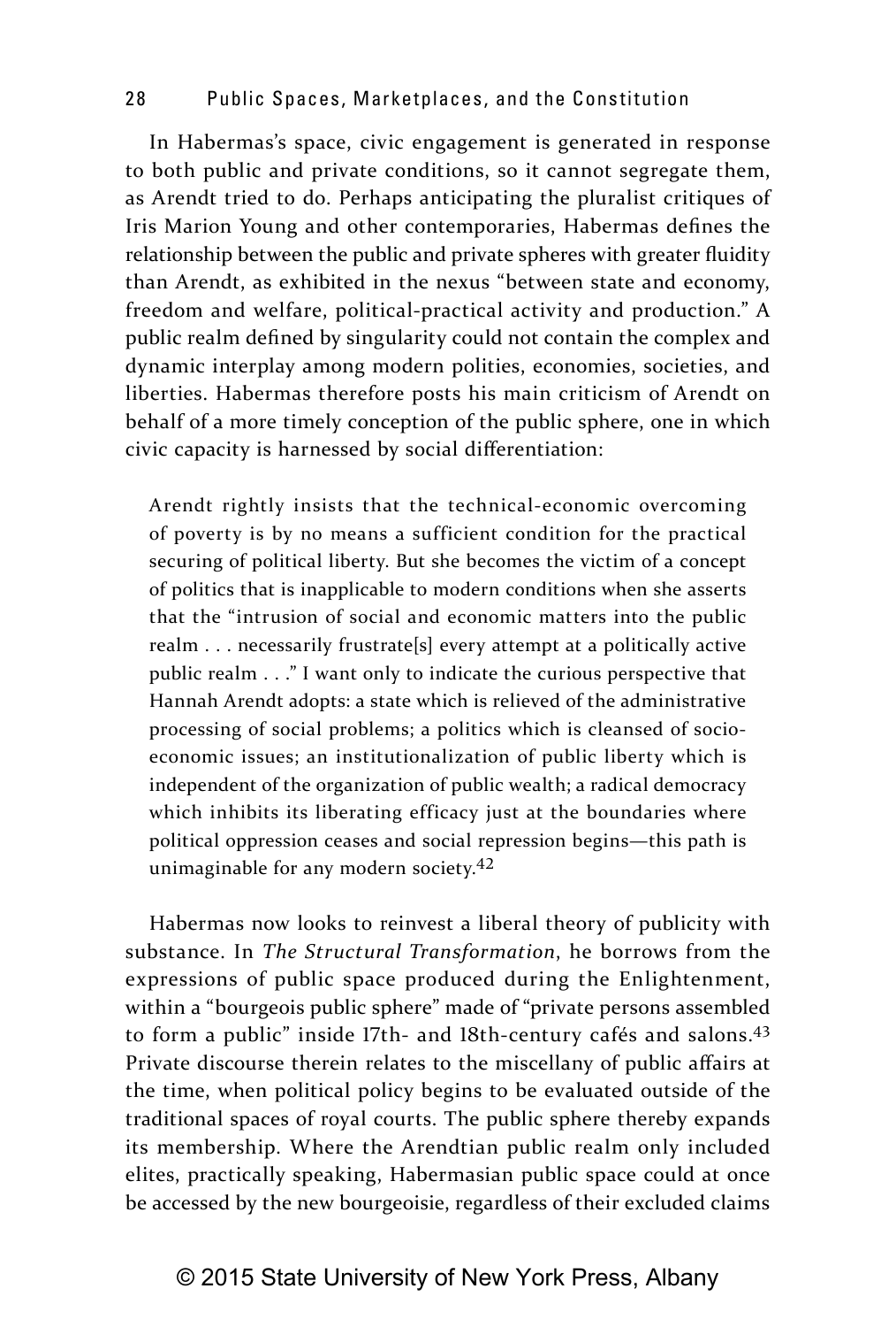In Habermas's space, civic engagement is generated in response to both public and private conditions, so it cannot segregate them, as Arendt tried to do. Perhaps anticipating the pluralist critiques of Iris Marion Young and other contemporaries, Habermas defines the relationship between the public and private spheres with greater fluidity than Arendt, as exhibited in the nexus "between state and economy, freedom and welfare, political-practical activity and production." A public realm defined by singularity could not contain the complex and dynamic interplay among modern polities, economies, societies, and liberties. Habermas therefore posts his main criticism of Arendt on behalf of a more timely conception of the public sphere, one in which civic capacity is harnessed by social differentiation:

> Arendt rightly insists that the technical-economic overcoming of poverty is by no means a sufficient condition for the practical securing of political liberty. But she becomes the victim of a concept of politics that is inapplicable to modern conditions when she asserts that the "intrusion of social and economic matters into the public realm . . . necessarily frustrate[s] every attempt at a politically active public realm . . ." I want only to indicate the curious perspective that Hannah Arendt adopts: a state which is relieved of the administrative processing of social problems; a politics which is cleansed of socio-economic issues; an institutionalization of public liberty which is independent of the organization of public wealth; a radical democracy which inhibits its liberating efficacy just at the boundaries where political oppression ceases and social repression begins—this path is unimaginable for any modern society.[42]

Habermas now looks to reinvest a liberal theory of publicity with substance. In *The Structural Transformation*, he borrows from the expressions of public space produced during the Enlightenment, within a "bourgeois public sphere" made of "private persons assembled to form a public" inside 17th- and 18th-century cafés and salons.[43] Private discourse therein relates to the miscellany of public affairs at the time, when political policy begins to be evaluated outside of the traditional spaces of royal courts. The public sphere thereby expands its membership. Where the Arendtian public realm only included elites, practically speaking, Habermasian public space could at once be accessed by the new bourgeoisie, regardless of their excluded claims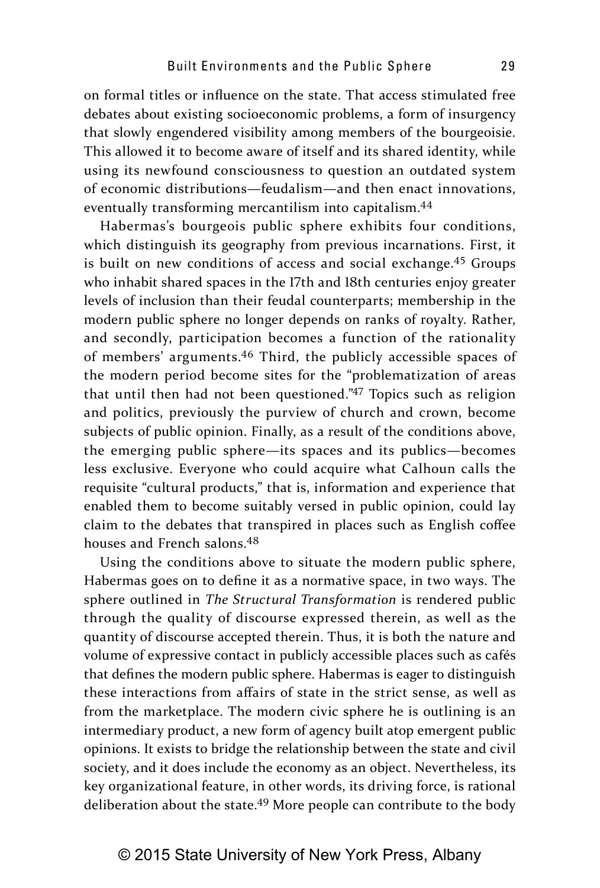on formal titles or influence on the state. That access stimulated free debates about existing socioeconomic problems, a form of insurgency that slowly engendered visibility among members of the bourgeoisie. This allowed it to become aware of itself and its shared identity, while using its newfound consciousness to question an outdated system of economic distributions—feudalism—and then enact innovations, eventually transforming mercantilism into capitalism.[44]

Habermas's bourgeois public sphere exhibits four conditions, which distinguish its geography from previous incarnations. First, it is built on new conditions of access and social exchange.[45] Groups who inhabit shared spaces in the 17th and 18th centuries enjoy greater levels of inclusion than their feudal counterparts; membership in the modern public sphere no longer depends on ranks of royalty. Rather, and secondly, participation becomes a function of the rationality of members' arguments.[46] Third, the publicly accessible spaces of the modern period become sites for the "problematization of areas that until then had not been questioned."[47] Topics such as religion and politics, previously the purview of church and crown, become subjects of public opinion. Finally, as a result of the conditions above, the emerging public sphere—its spaces and its publics—becomes less exclusive. Everyone who could acquire what Calhoun calls the requisite "cultural products," that is, information and experience that enabled them to become suitably versed in public opinion, could lay claim to the debates that transpired in places such as English coffee houses and French salons.[48]

Using the conditions above to situate the modern public sphere, Habermas goes on to define it as a normative space, in two ways. The sphere outlined in *The Structural Transformation* is rendered public through the quality of discourse expressed therein, as well as the quantity of discourse accepted therein. Thus, it is both the nature and volume of expressive contact in publicly accessible places such as cafés that defines the modern public sphere. Habermas is eager to distinguish these interactions from affairs of state in the strict sense, as well as from the marketplace. The modern civic sphere he is outlining is an intermediary product, a new form of agency built atop emergent public opinions. It exists to bridge the relationship between the state and civil society, and it does include the economy as an object. Nevertheless, its key organizational feature, in other words, its driving force, is rational deliberation about the state.[49] More people can contribute to the body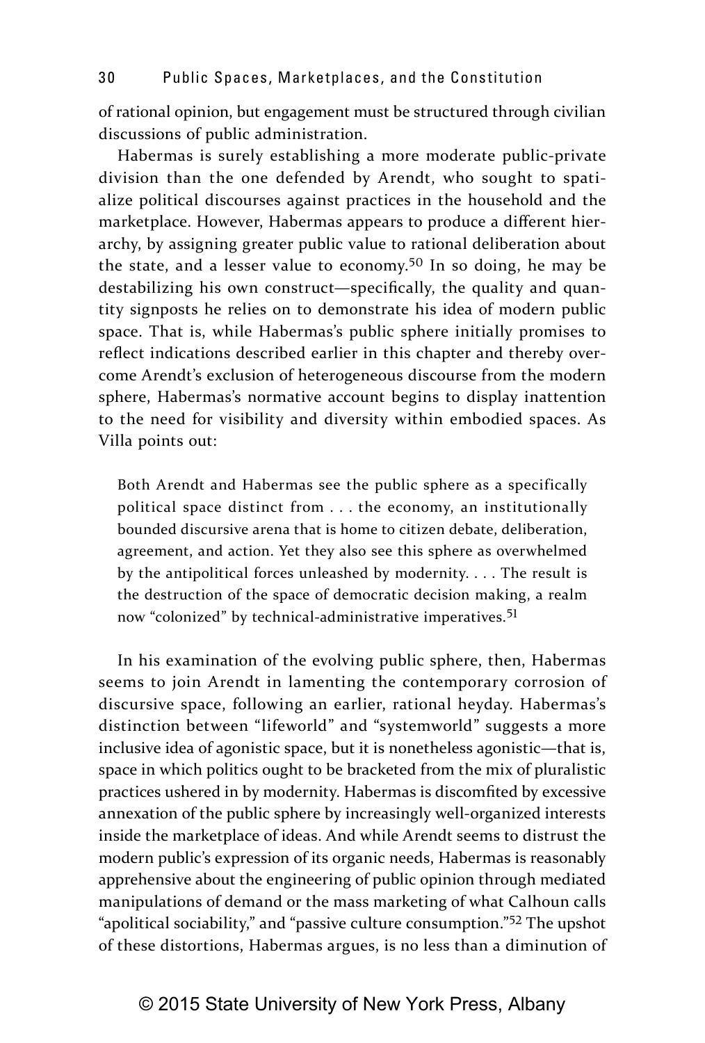of rational opinion, but engagement must be structured through civilian discussions of public administration.

Habermas is surely establishing a more moderate public-private division than the one defended by Arendt, who sought to spatialize political discourses against practices in the household and the marketplace. However, Habermas appears to produce a different hierarchy, by assigning greater public value to rational deliberation about the state, and a lesser value to economy.[50] In so doing, he may be destabilizing his own construct—specifically, the quality and quantity signposts he relies on to demonstrate his idea of modern public space. That is, while Habermas's public sphere initially promises to reflect indications described earlier in this chapter and thereby overcome Arendt's exclusion of heterogeneous discourse from the modern sphere, Habermas's normative account begins to display inattention to the need for visibility and diversity within embodied spaces. As Villa points out:

> Both Arendt and Habermas see the public sphere as a specifically political space distinct from . . . the economy, an institutionally bounded discursive arena that is home to citizen debate, deliberation, agreement, and action. Yet they also see this sphere as overwhelmed by the antipolitical forces unleashed by modernity. . . . The result is the destruction of the space of democratic decision making, a realm now "colonized" by technical-administrative imperatives.[51]

In his examination of the evolving public sphere, then, Habermas seems to join Arendt in lamenting the contemporary corrosion of discursive space, following an earlier, rational heyday. Habermas's distinction between "lifeworld" and "systemworld" suggests a more inclusive idea of agonistic space, but it is nonetheless agonistic—that is, space in which politics ought to be bracketed from the mix of pluralistic practices ushered in by modernity. Habermas is discomfited by excessive annexation of the public sphere by increasingly well-organized interests inside the marketplace of ideas. And while Arendt seems to distrust the modern public's expression of its organic needs, Habermas is reasonably apprehensive about the engineering of public opinion through mediated manipulations of demand or the mass marketing of what Calhoun calls "apolitical sociability," and "passive culture consumption."[52] The upshot of these distortions, Habermas argues, is no less than a diminution of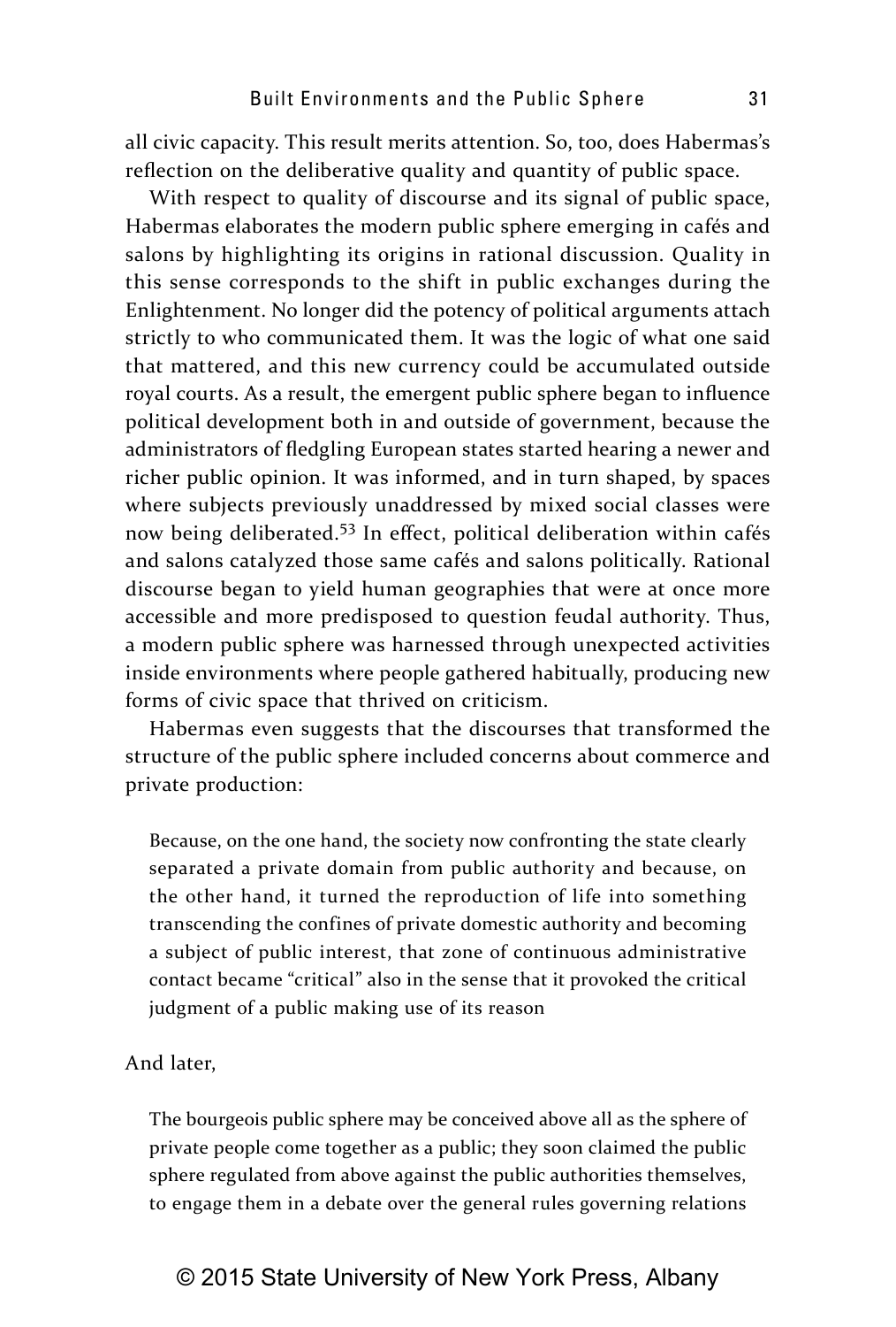all civic capacity. This result merits attention. So, too, does Habermas's reflection on the deliberative quality and quantity of public space.

With respect to quality of discourse and its signal of public space, Habermas elaborates the modern public sphere emerging in cafés and salons by highlighting its origins in rational discussion. Quality in this sense corresponds to the shift in public exchanges during the Enlightenment. No longer did the potency of political arguments attach strictly to who communicated them. It was the logic of what one said that mattered, and this new currency could be accumulated outside royal courts. As a result, the emergent public sphere began to influence political development both in and outside of government, because the administrators of fledgling European states started hearing a newer and richer public opinion. It was informed, and in turn shaped, by spaces where subjects previously unaddressed by mixed social classes were now being deliberated.[53] In effect, political deliberation within cafés and salons catalyzed those same cafés and salons politically. Rational discourse began to yield human geographies that were at once more accessible and more predisposed to question feudal authority. Thus, a modern public sphere was harnessed through unexpected activities inside environments where people gathered habitually, producing new forms of civic space that thrived on criticism.

Habermas even suggests that the discourses that transformed the structure of the public sphere included concerns about commerce and private production:

> Because, on the one hand, the society now confronting the state clearly separated a private domain from public authority and because, on the other hand, it turned the reproduction of life into something transcending the confines of private domestic authority and becoming a subject of public interest, that zone of continuous administrative contact became "critical" also in the sense that it provoked the critical judgment of a public making use of its reason

And later,

> The bourgeois public sphere may be conceived above all as the sphere of private people come together as a public; they soon claimed the public sphere regulated from above against the public authorities themselves, to engage them in a debate over the general rules governing relations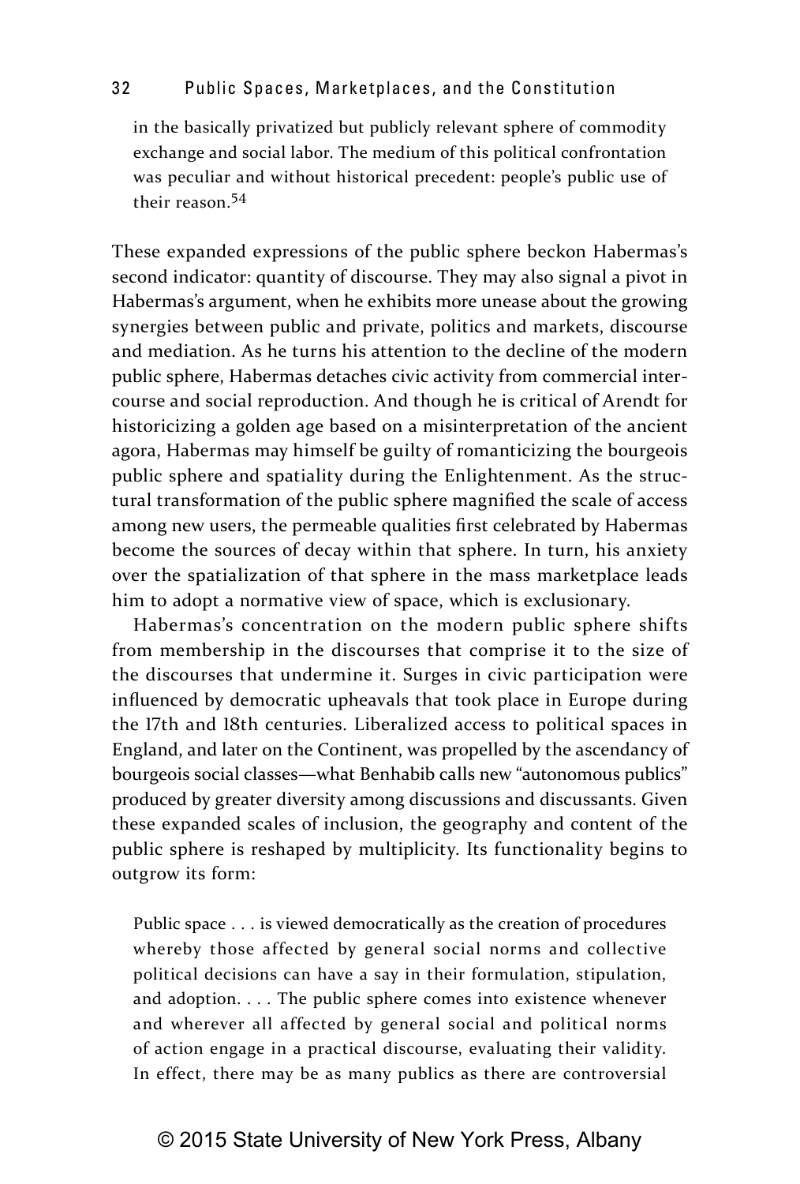> in the basically privatized but publicly relevant sphere of commodity exchange and social labor. The medium of this political confrontation was peculiar and without historical precedent: people's public use of their reason.[54]

These expanded expressions of the public sphere beckon Habermas's second indicator: quantity of discourse. They may also signal a pivot in Habermas's argument, when he exhibits more unease about the growing synergies between public and private, politics and markets, discourse and mediation. As he turns his attention to the decline of the modern public sphere, Habermas detaches civic activity from commercial intercourse and social reproduction. And though he is critical of Arendt for historicizing a golden age based on a misinterpretation of the ancient agora, Habermas may himself be guilty of romanticizing the bourgeois public sphere and spatiality during the Enlightenment. As the structural transformation of the public sphere magnified the scale of access among new users, the permeable qualities first celebrated by Habermas become the sources of decay within that sphere. In turn, his anxiety over the spatialization of that sphere in the mass marketplace leads him to adopt a normative view of space, which is exclusionary.

Habermas's concentration on the modern public sphere shifts from membership in the discourses that comprise it to the size of the discourses that undermine it. Surges in civic participation were influenced by democratic upheavals that took place in Europe during the 17th and 18th centuries. Liberalized access to political spaces in England, and later on the Continent, was propelled by the ascendancy of bourgeois social classes—what Benhabib calls new "autonomous publics" produced by greater diversity among discussions and discussants. Given these expanded scales of inclusion, the geography and content of the public sphere is reshaped by multiplicity. Its functionality begins to outgrow its form:

> Public space . . . is viewed democratically as the creation of procedures whereby those affected by general social norms and collective political decisions can have a say in their formulation, stipulation, and adoption. . . . The public sphere comes into existence whenever and wherever all affected by general social and political norms of action engage in a practical discourse, evaluating their validity. In effect, there may be as many publics as there are controversial